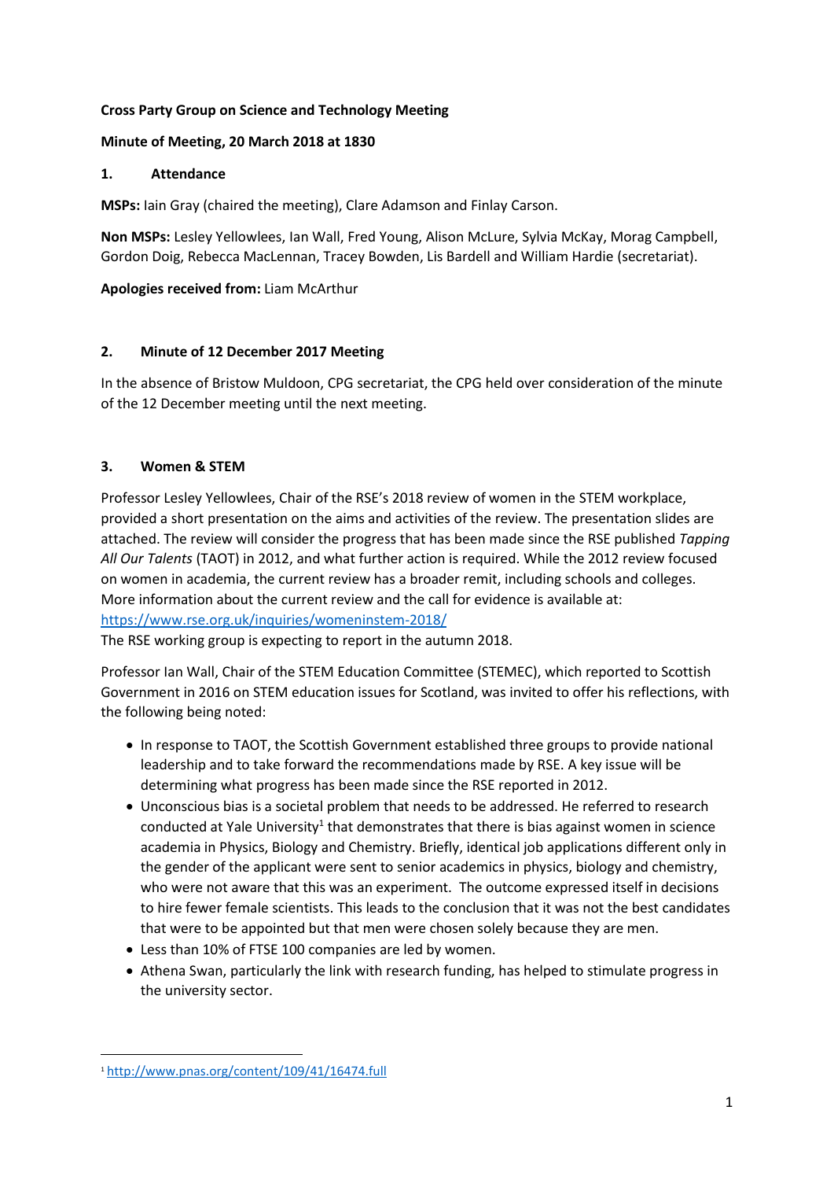**Cross Party Group on Science and Technology Meeting**

**Minute of Meeting, 20 March 2018 at 1830**

## 1. Attendance

**MSPs:** Iain Gray (chaired the meeting), Clare Adamson and Finlay Carson.

**Non MSPs:** Lesley Yellowlees, Ian Wall, Fred Young, Alison McLure, Sylvia McKay, Morag Campbell, Gordon Doig, Rebecca MacLennan, Tracey Bowden, Lis Bardell and William Hardie (secretariat).

**Apologies received from:** Liam McArthur

## 2. Minute of 12 December 2017 Meeting

In the absence of Bristow Muldoon, CPG secretariat, the CPG held over consideration of the minute of the 12 December meeting until the next meeting.

## 3. Women & STEM

Professor Lesley Yellowlees, Chair of the RSE's 2018 review of women in the STEM workplace, provided a short presentation on the aims and activities of the review. The presentation slides are attached. The review will consider the progress that has been made since the RSE published *Tapping All Our Talents* (TAOT) in 2012, and what further action is required. While the 2012 review focused on women in academia, the current review has a broader remit, including schools and colleges. More information about the current review and the call for evidence is available at: https://www.rse.org.uk/inquiries/womeninstem-2018/
The RSE working group is expecting to report in the autumn 2018.

Professor Ian Wall, Chair of the STEM Education Committee (STEMEC), which reported to Scottish Government in 2016 on STEM education issues for Scotland, was invited to offer his reflections, with the following being noted:

- In response to TAOT, the Scottish Government established three groups to provide national leadership and to take forward the recommendations made by RSE. A key issue will be determining what progress has been made since the RSE reported in 2012.
- Unconscious bias is a societal problem that needs to be addressed. He referred to research conducted at Yale University[1] that demonstrates that there is bias against women in science academia in Physics, Biology and Chemistry. Briefly, identical job applications different only in the gender of the applicant were sent to senior academics in physics, biology and chemistry, who were not aware that this was an experiment. The outcome expressed itself in decisions to hire fewer female scientists. This leads to the conclusion that it was not the best candidates that were to be appointed but that men were chosen solely because they are men.
- Less than 10% of FTSE 100 companies are led by women.
- Athena Swan, particularly the link with research funding, has helped to stimulate progress in the university sector.

[1] http://www.pnas.org/content/109/41/16474.full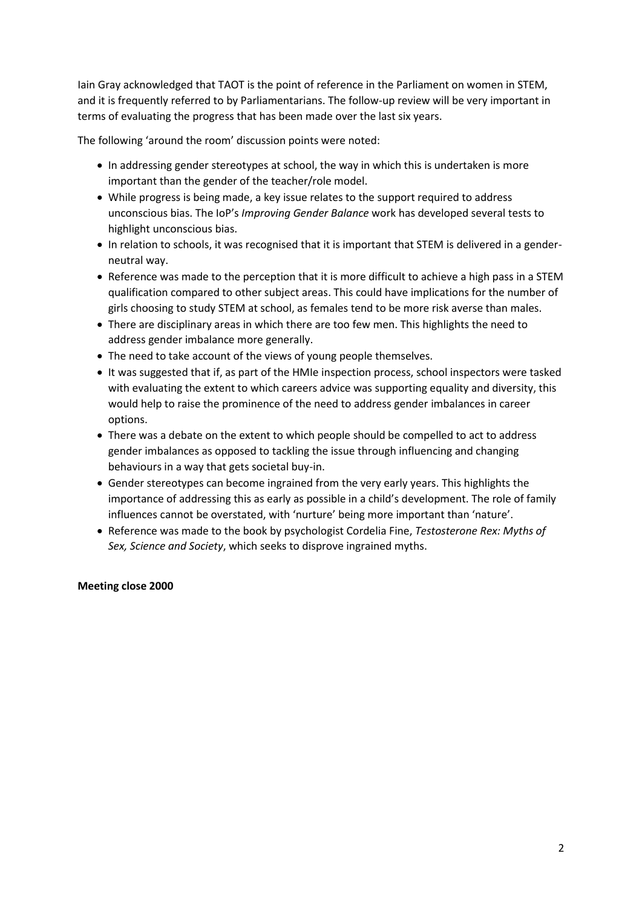Iain Gray acknowledged that TAOT is the point of reference in the Parliament on women in STEM, and it is frequently referred to by Parliamentarians. The follow-up review will be very important in terms of evaluating the progress that has been made over the last six years.

The following 'around the room' discussion points were noted:

- In addressing gender stereotypes at school, the way in which this is undertaken is more important than the gender of the teacher/role model.
- While progress is being made, a key issue relates to the support required to address unconscious bias. The IoP's *Improving Gender Balance* work has developed several tests to highlight unconscious bias.
- In relation to schools, it was recognised that it is important that STEM is delivered in a gender-neutral way.
- Reference was made to the perception that it is more difficult to achieve a high pass in a STEM qualification compared to other subject areas. This could have implications for the number of girls choosing to study STEM at school, as females tend to be more risk averse than males.
- There are disciplinary areas in which there are too few men. This highlights the need to address gender imbalance more generally.
- The need to take account of the views of young people themselves.
- It was suggested that if, as part of the HMIe inspection process, school inspectors were tasked with evaluating the extent to which careers advice was supporting equality and diversity, this would help to raise the prominence of the need to address gender imbalances in career options.
- There was a debate on the extent to which people should be compelled to act to address gender imbalances as opposed to tackling the issue through influencing and changing behaviours in a way that gets societal buy-in.
- Gender stereotypes can become ingrained from the very early years. This highlights the importance of addressing this as early as possible in a child's development. The role of family influences cannot be overstated, with 'nurture' being more important than 'nature'.
- Reference was made to the book by psychologist Cordelia Fine, *Testosterone Rex: Myths of Sex, Science and Society*, which seeks to disprove ingrained myths.

**Meeting close 2000**